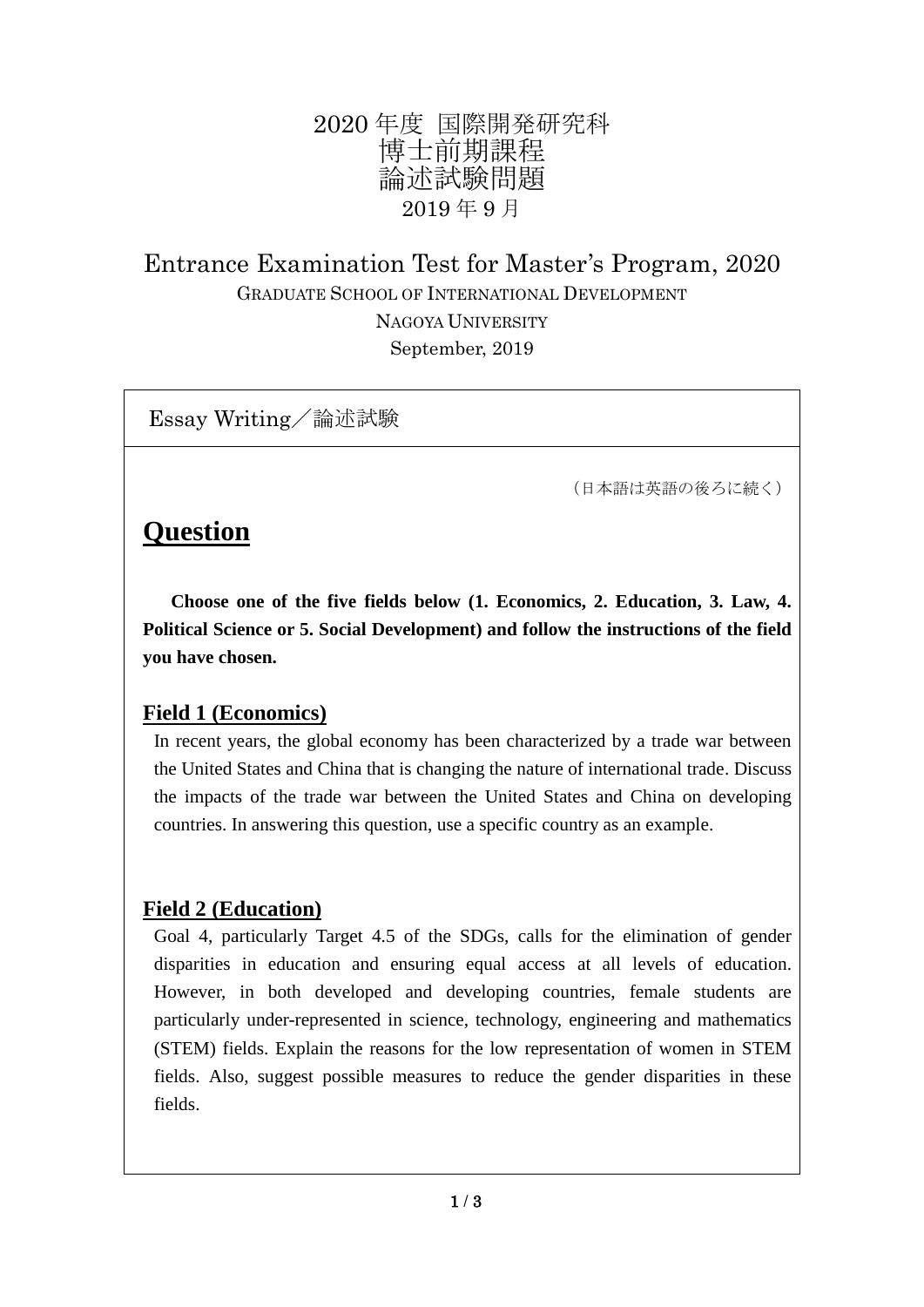# 2020 年度 国際開発研究科
# 博士前期課程
# 論述試験問題
2019 年 9 月

## Entrance Examination Test for Master's Program, 2020
GRADUATE SCHOOL OF INTERNATIONAL DEVELOPMENT

NAGOYA UNIVERSITY

September, 2019

Essay Writing／論述試験

（日本語は英語の後ろに続く）

## Question

**Choose one of the five fields below (1. Economics, 2. Education, 3. Law, 4. Political Science or 5. Social Development) and follow the instructions of the field you have chosen.**

### Field 1 (Economics)

In recent years, the global economy has been characterized by a trade war between the United States and China that is changing the nature of international trade. Discuss the impacts of the trade war between the United States and China on developing countries. In answering this question, use a specific country as an example.

### Field 2 (Education)

Goal 4, particularly Target 4.5 of the SDGs, calls for the elimination of gender disparities in education and ensuring equal access at all levels of education. However, in both developed and developing countries, female students are particularly under-represented in science, technology, engineering and mathematics (STEM) fields. Explain the reasons for the low representation of women in STEM fields. Also, suggest possible measures to reduce the gender disparities in these fields.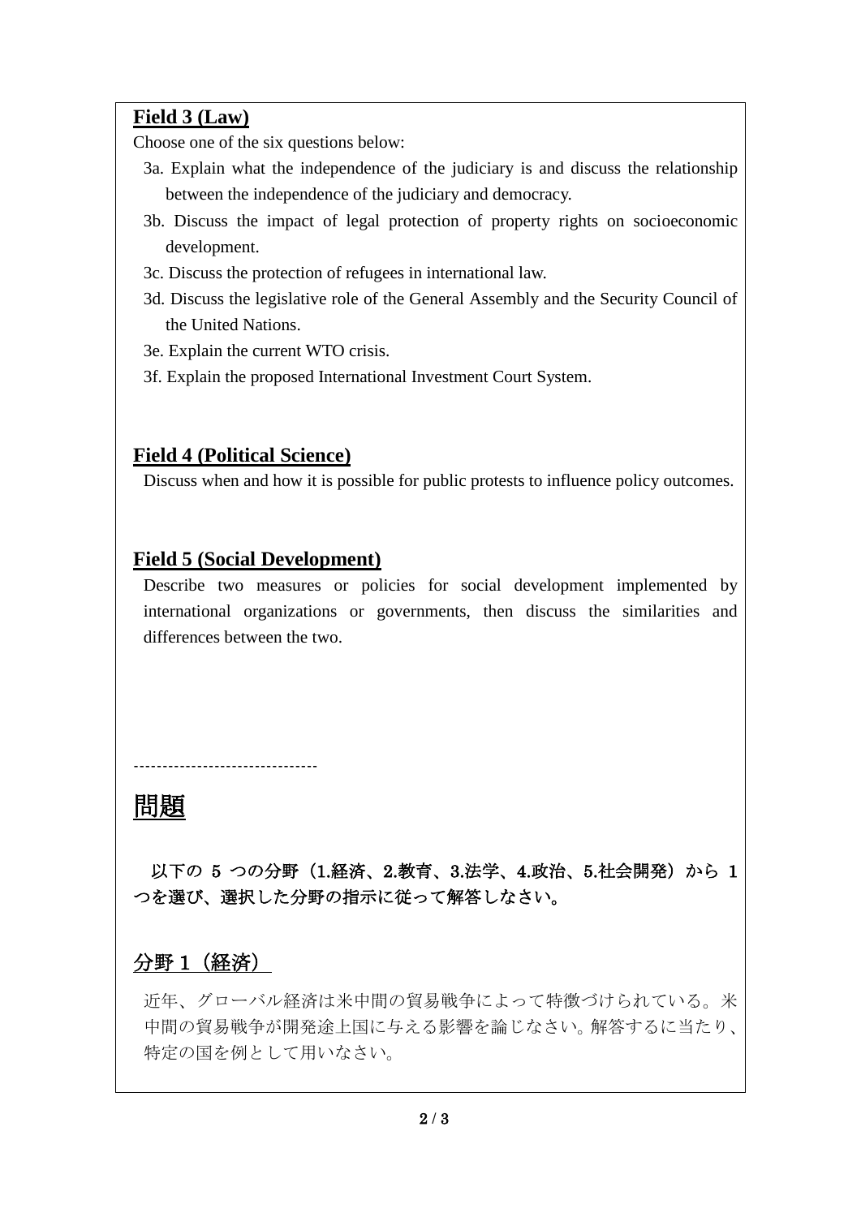**Field 3 (Law)**

Choose one of the six questions below:

3a. Explain what the independence of the judiciary is and discuss the relationship between the independence of the judiciary and democracy.

3b. Discuss the impact of legal protection of property rights on socioeconomic development.

3c. Discuss the protection of refugees in international law.

3d. Discuss the legislative role of the General Assembly and the Security Council of the United Nations.

3e. Explain the current WTO crisis.

3f. Explain the proposed International Investment Court System.

**Field 4 (Political Science)**

Discuss when and how it is possible for public protests to influence policy outcomes.

**Field 5 (Social Development)**

Describe two measures or policies for social development implemented by international organizations or governments, then discuss the similarities and differences between the two.

-------------------------------

# 問題

**以下の 5 つの分野（1.経済、2.教育、3.法学、4.政治、5.社会開発）から 1 つを選び、選択した分野の指示に従って解答しなさい。**

## 分野 1（経済）

近年、グローバル経済は米中間の貿易戦争によって特徴づけられている。米中間の貿易戦争が開発途上国に与える影響を論じなさい。解答するに当たり、特定の国を例として用いなさい。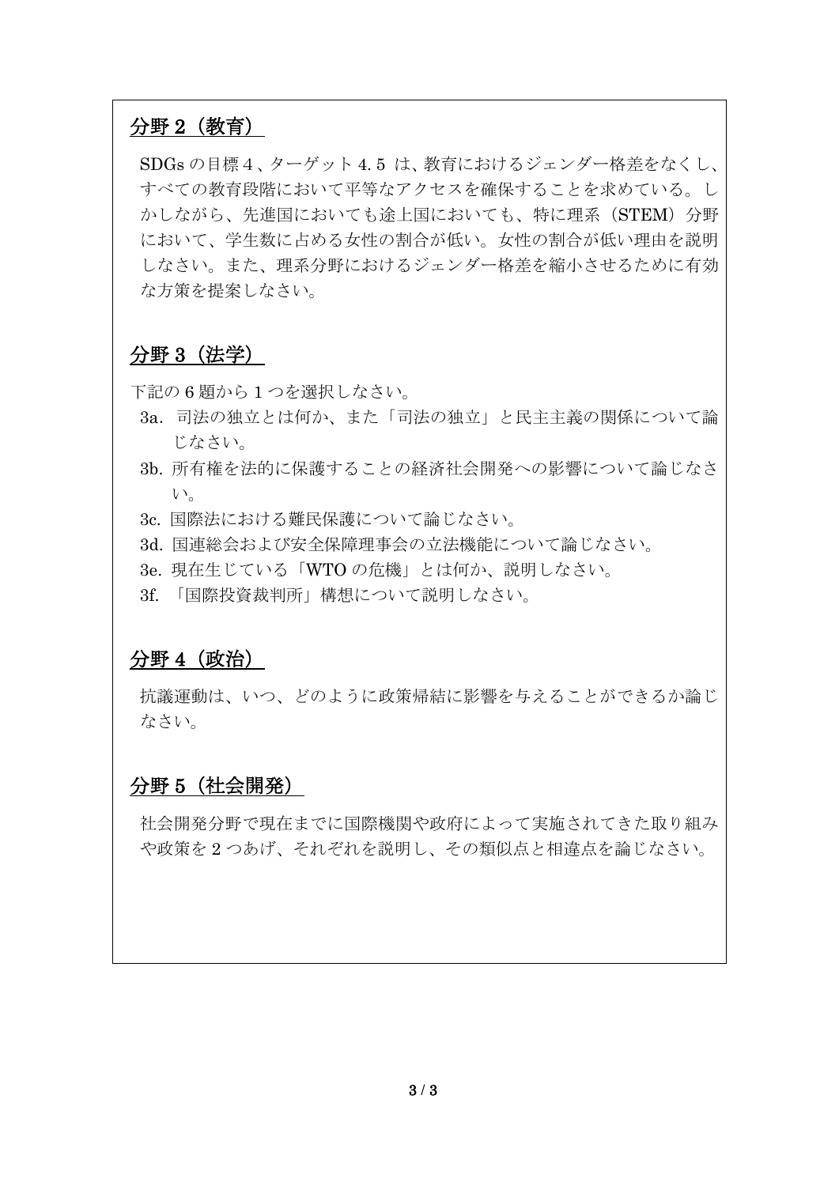## 分野 2（教育）

SDGs の目標 4、ターゲット 4.5 は、教育におけるジェンダー格差をなくし、すべての教育段階において平等なアクセスを確保することを求めている。しかしながら、先進国においても途上国においても、特に理系（STEM）分野において、学生数に占める女性の割合が低い。女性の割合が低い理由を説明しなさい。また、理系分野におけるジェンダー格差を縮小させるために有効な方策を提案しなさい。

## 分野 3（法学）

下記の 6 題から 1 つを選択しなさい。

- 3a. 司法の独立とは何か、また「司法の独立」と民主主義の関係について論じなさい。
- 3b. 所有権を法的に保護することの経済社会開発への影響について論じなさい。
- 3c. 国際法における難民保護について論じなさい。
- 3d. 国連総会および安全保障理事会の立法機能について論じなさい。
- 3e. 現在生じている「WTO の危機」とは何か、説明しなさい。
- 3f. 「国際投資裁判所」構想について説明しなさい。

## 分野 4（政治）

抗議運動は、いつ、どのように政策帰結に影響を与えることができるか論じなさい。

## 分野 5（社会開発）

社会開発分野で現在までに国際機関や政府によって実施されてきた取り組みや政策を 2 つあげ、それぞれを説明し、その類似点と相違点を論じなさい。